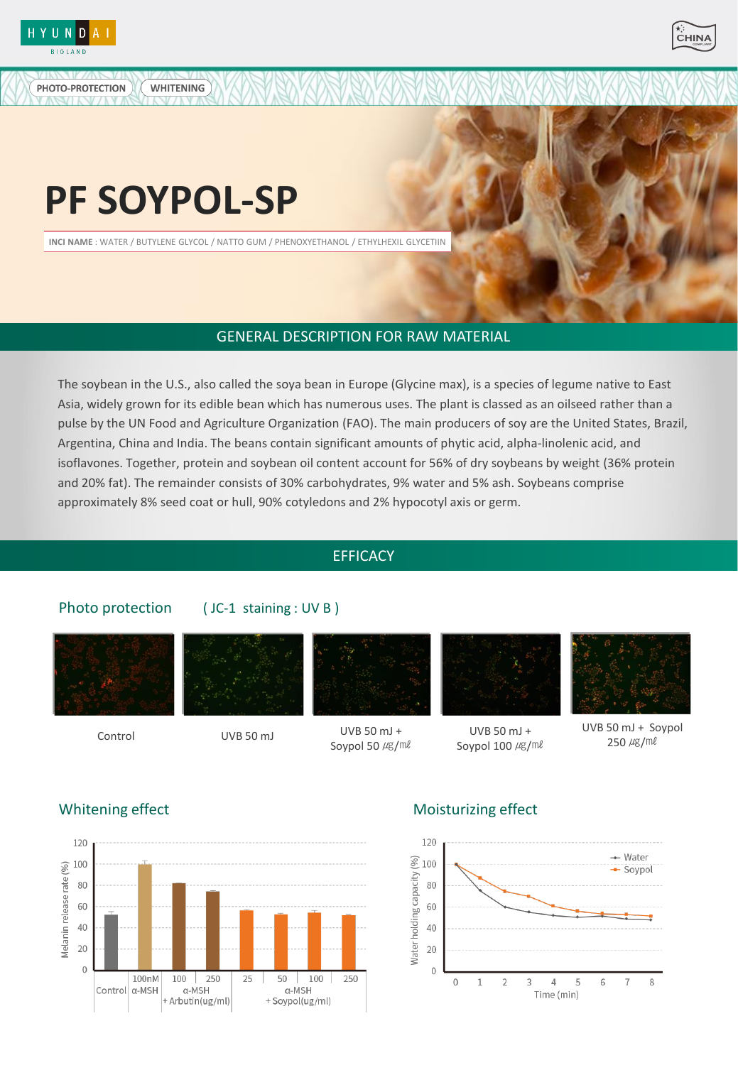PHOTO-PROTECTION | WHITENING

# PF SOYPOL-SP

**INCI NAME** : WATER / BUTYLENE GLYCOL / NATTO GUM / PHENOXYETHANOL / ETHYLHEXIL GLYCETIIN

## GENERAL DESCRIPTION FOR RAW MATERIAL

The soybean in the U.S., also called the soya bean in Europe (Glycine max), is a species of legume native to East Asia, widely grown for its edible bean which has numerous uses. The plant is classed as an oilseed rather than a pulse by the UN Food and Agriculture Organization (FAO). The main producers of soy are the United States, Brazil, Argentina, China and India. The beans contain significant amounts of phytic acid, alpha-linolenic acid, and isoflavones. Together, protein and soybean oil content account for 56% of dry soybeans by weight (36% protein and 20% fat). The remainder consists of 30% carbohydrates, 9% water and 5% ash. Soybeans comprise approximately 8% seed coat or hull, 90% cotyledons and 2% hypocotyl axis or germ.

## EFFICACY

### Photo protection ( JC-1 staining : UV B )

Control | UVB 50 mJ | UVB 50 mJ + Soypol 50 ㎍/㎖ | UVB 50 mJ + Soypol 100 ㎍/㎖ | UVB 50 mJ + Soypol 250 ㎍/㎖

### Whitening effect

Melanin release rate (%)

Control | 100nM α-MSH | 100, 250 α-MSH + Arbutin(ug/ml) | 25, 50, 100, 250 α-MSH + Soypol(ug/ml)

### Moisturizing effect

Water holding capacity (%) vs. Time (min)

Water, Soypol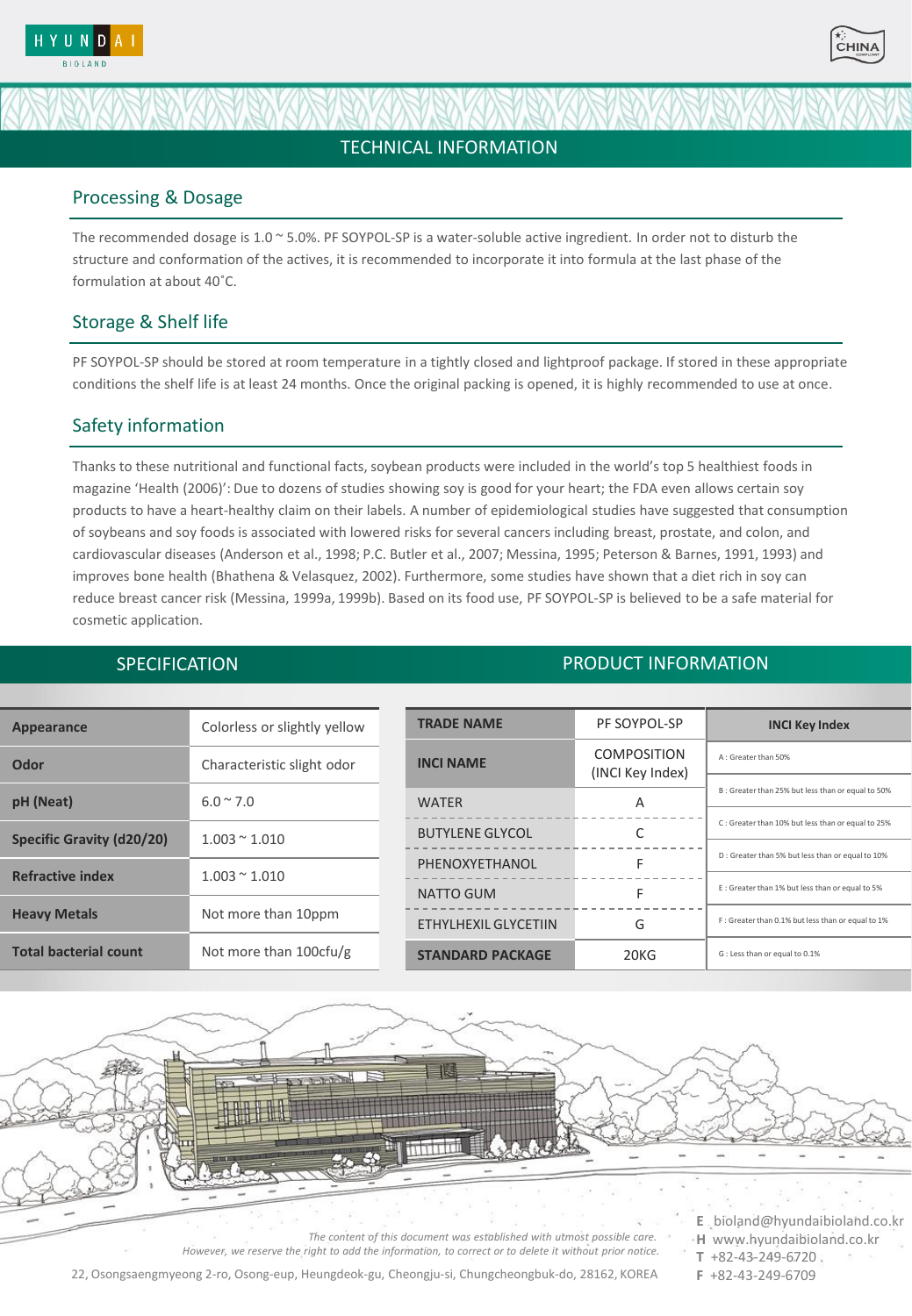# TECHNICAL INFORMATION

## Processing & Dosage

The recommended dosage is 1.0 ~ 5.0%. PF SOYPOL-SP is a water-soluble active ingredient. In order not to disturb the structure and conformation of the actives, it is recommended to incorporate it into formula at the last phase of the formulation at about 40˚C.

## Storage & Shelf life

PF SOYPOL-SP should be stored at room temperature in a tightly closed and lightproof package. If stored in these appropriate conditions the shelf life is at least 24 months. Once the original packing is opened, it is highly recommended to use at once.

## Safety information

Thanks to these nutritional and functional facts, soybean products were included in the world's top 5 healthiest foods in magazine 'Health (2006)': Due to dozens of studies showing soy is good for your heart; the FDA even allows certain soy products to have a heart-healthy claim on their labels. A number of epidemiological studies have suggested that consumption of soybeans and soy foods is associated with lowered risks for several cancers including breast, prostate, and colon, and cardiovascular diseases (Anderson et al., 1998; P.C. Butler et al., 2007; Messina, 1995; Peterson & Barnes, 1991, 1993) and improves bone health (Bhathena & Velasquez, 2002). Furthermore, some studies have shown that a diet rich in soy can reduce breast cancer risk (Messina, 1999a, 1999b). Based on its food use, PF SOYPOL-SP is believed to be a safe material for cosmetic application.

## SPECIFICATION

| | |
|---|---|
| **Appearance** | Colorless or slightly yellow |
| **Odor** | Characteristic slight odor |
| **pH (Neat)** | 6.0 ~ 7.0 |
| **Specific Gravity (d20/20)** | 1.003 ~ 1.010 |
| **Refractive index** | 1.003 ~ 1.010 |
| **Heavy Metals** | Not more than 10ppm |
| **Total bacterial count** | Not more than 100cfu/g |

## PRODUCT INFORMATION

| **TRADE NAME** | PF SOYPOL-SP |
|---|---|
| **INCI NAME** | COMPOSITION (INCI Key Index) |
| WATER | A |
| BUTYLENE GLYCOL | C |
| PHENOXYETHANOL | F |
| NATTO GUM | F |
| ETHYLHEXIL GLYCETIIN | G |
| **STANDARD PACKAGE** | 20KG |

| **INCI Key Index** |
|---|
| A : Greater than 50% |
| B : Greater than 25% but less than or equal to 50% |
| C : Greater than 10% but less than or equal to 25% |
| D : Greater than 5% but less than or equal to 10% |
| E : Greater than 1% but less than or equal to 5% |
| F : Greater than 0.1% but less than or equal to 1% |
| G : Less than or equal to 0.1% |

*The content of this document was established with utmost possible care.*
*However, we reserve the right to add the information, to correct or to delete it without prior notice.*

22, Osongsaengmyeong 2-ro, Osong-eup, Heungdeok-gu, Cheongju-si, Chungcheongbuk-do, 28162, KOREA

**E** bioland@hyundaibioland.co.kr
**H** www.hyundaibioland.co.kr
**T** +82-43-249-6720
**F** +82-43-249-6709